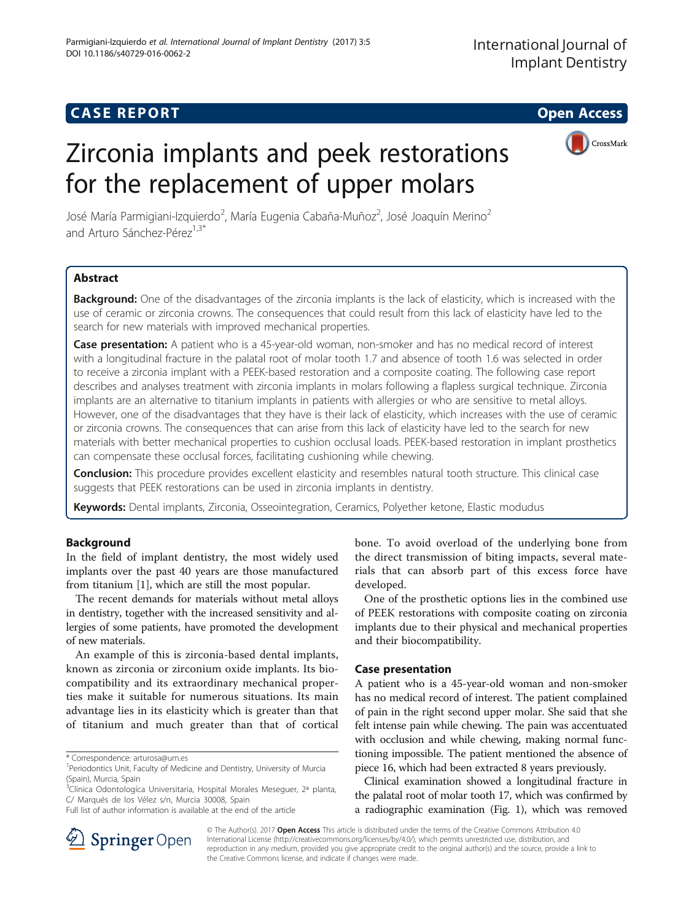# CASE REPORT

**Open Access**

# Zirconia implants and peek restorations for the replacement of upper molars

José María Parmigiani-Izquierdo[2], María Eugenia Cabaña-Muñoz[2], José Joaquín Merino[2] and Arturo Sánchez-Pérez[1,3*]

## Abstract

**Background:** One of the disadvantages of the zirconia implants is the lack of elasticity, which is increased with the use of ceramic or zirconia crowns. The consequences that could result from this lack of elasticity have led to the search for new materials with improved mechanical properties.

**Case presentation:** A patient who is a 45-year-old woman, non-smoker and has no medical record of interest with a longitudinal fracture in the palatal root of molar tooth 1.7 and absence of tooth 1.6 was selected in order to receive a zirconia implant with a PEEK-based restoration and a composite coating. The following case report describes and analyses treatment with zirconia implants in molars following a flapless surgical technique. Zirconia implants are an alternative to titanium implants in patients with allergies or who are sensitive to metal alloys. However, one of the disadvantages that they have is their lack of elasticity, which increases with the use of ceramic or zirconia crowns. The consequences that can arise from this lack of elasticity have led to the search for new materials with better mechanical properties to cushion occlusal loads. PEEK-based restoration in implant prosthetics can compensate these occlusal forces, facilitating cushioning while chewing.

**Conclusion:** This procedure provides excellent elasticity and resembles natural tooth structure. This clinical case suggests that PEEK restorations can be used in zirconia implants in dentistry.

**Keywords:** Dental implants, Zirconia, Osseointegration, Ceramics, Polyether ketone, Elastic modudus

## Background

In the field of implant dentistry, the most widely used implants over the past 40 years are those manufactured from titanium [1], which are still the most popular.

The recent demands for materials without metal alloys in dentistry, together with the increased sensitivity and allergies of some patients, have promoted the development of new materials.

An example of this is zirconia-based dental implants, known as zirconia or zirconium oxide implants. Its biocompatibility and its extraordinary mechanical properties make it suitable for numerous situations. Its main advantage lies in its elasticity which is greater than that of titanium and much greater than that of cortical bone. To avoid overload of the underlying bone from the direct transmission of biting impacts, several materials that can absorb part of this excess force have developed.

One of the prosthetic options lies in the combined use of PEEK restorations with composite coating on zirconia implants due to their physical and mechanical properties and their biocompatibility.

## Case presentation

A patient who is a 45-year-old woman and non-smoker has no medical record of interest. The patient complained of pain in the right second upper molar. She said that she felt intense pain while chewing. The pain was accentuated with occlusion and while chewing, making normal functioning impossible. The patient mentioned the absence of piece 16, which had been extracted 8 years previously.

Clinical examination showed a longitudinal fracture in the palatal root of molar tooth 17, which was confirmed by a radiographic examination (Fig. 1), which was removed

\* Correspondence: arturosa@um.es
[1]Periodontics Unit, Faculty of Medicine and Dentistry, University of Murcia (Spain), Murcia, Spain
[3]Clínica Odontología Universitaria, Hospital Morales Meseguer, 2ª planta, C/ Marqués de los Vélez s/n, Murcia 30008, Spain
Full list of author information is available at the end of the article

© The Author(s). 2017 **Open Access** This article is distributed under the terms of the Creative Commons Attribution 4.0 International License (http://creativecommons.org/licenses/by/4.0/), which permits unrestricted use, distribution, and reproduction in any medium, provided you give appropriate credit to the original author(s) and the source, provide a link to the Creative Commons license, and indicate if changes were made.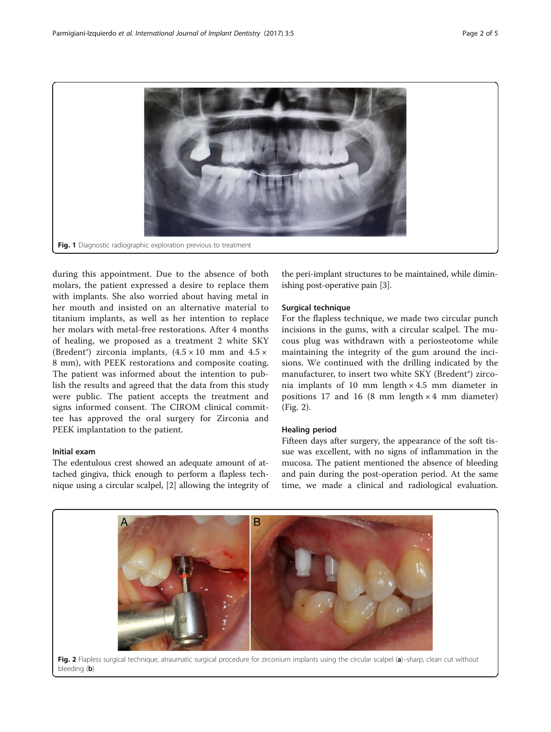Fig. 1 Diagnostic radiographic exploration previous to treatment

during this appointment. Due to the absence of both molars, the patient expressed a desire to replace them with implants. She also worried about having metal in her mouth and insisted on an alternative material to titanium implants, as well as her intention to replace her molars with metal-free restorations. After 4 months of healing, we proposed as a treatment 2 white SKY (Bredent®) zirconia implants, (4.5 × 10 mm and 4.5 × 8 mm), with PEEK restorations and composite coating. The patient was informed about the intention to publish the results and agreed that the data from this study were public. The patient accepts the treatment and signs informed consent. The CIROM clinical committee has approved the oral surgery for Zirconia and PEEK implantation to the patient.

### Initial exam

The edentulous crest showed an adequate amount of attached gingiva, thick enough to perform a flapless technique using a circular scalpel, [2] allowing the integrity of the peri-implant structures to be maintained, while diminishing post-operative pain [3].

### Surgical technique

For the flapless technique, we made two circular punch incisions in the gums, with a circular scalpel. The mucous plug was withdrawn with a periosteotome while maintaining the integrity of the gum around the incisions. We continued with the drilling indicated by the manufacturer, to insert two white SKY (Bredent®) zirconia implants of 10 mm length × 4.5 mm diameter in positions 17 and 16 (8 mm length × 4 mm diameter) (Fig. 2).

### Healing period

Fifteen days after surgery, the appearance of the soft tissue was excellent, with no signs of inflammation in the mucosa. The patient mentioned the absence of bleeding and pain during the post-operation period. At the same time, we made a clinical and radiological evaluation.

Fig. 2 Flapless surgical technique, atraumatic surgical procedure for zirconium implants using the circular scalpel (**a**)–sharp, clean cut without bleeding (**b**)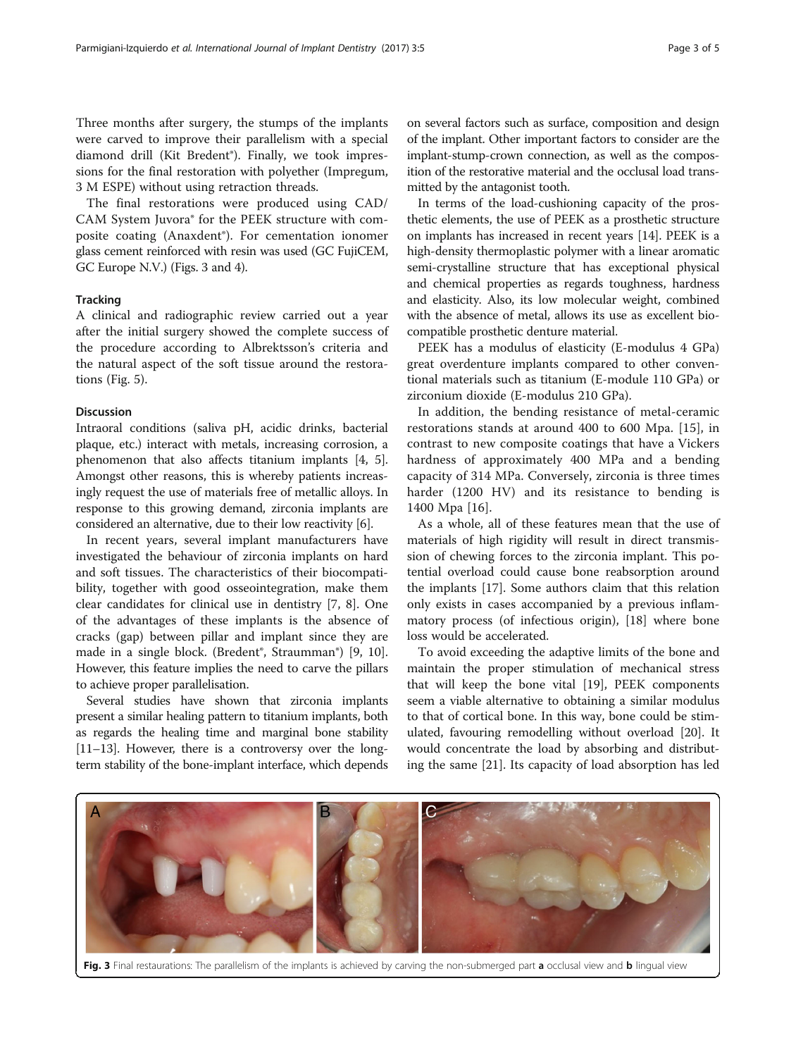Three months after surgery, the stumps of the implants were carved to improve their parallelism with a special diamond drill (Kit Bredent®). Finally, we took impressions for the final restoration with polyether (Impregum, 3 M ESPE) without using retraction threads.

The final restorations were produced using CAD/CAM System Juvora® for the PEEK structure with composite coating (Anaxdent®). For cementation ionomer glass cement reinforced with resin was used (GC FujiCEM, GC Europe N.V.) (Figs. 3 and 4).

### Tracking

A clinical and radiographic review carried out a year after the initial surgery showed the complete success of the procedure according to Albrektsson's criteria and the natural aspect of the soft tissue around the restorations (Fig. 5).

## Discussion

Intraoral conditions (saliva pH, acidic drinks, bacterial plaque, etc.) interact with metals, increasing corrosion, a phenomenon that also affects titanium implants [4, 5]. Amongst other reasons, this is whereby patients increasingly request the use of materials free of metallic alloys. In response to this growing demand, zirconia implants are considered an alternative, due to their low reactivity [6].

In recent years, several implant manufacturers have investigated the behaviour of zirconia implants on hard and soft tissues. The characteristics of their biocompatibility, together with good osseointegration, make them clear candidates for clinical use in dentistry [7, 8]. One of the advantages of these implants is the absence of cracks (gap) between pillar and implant since they are made in a single block. (Bredent®, Straumman®) [9, 10]. However, this feature implies the need to carve the pillars to achieve proper parallelisation.

Several studies have shown that zirconia implants present a similar healing pattern to titanium implants, both as regards the healing time and marginal bone stability [11–13]. However, there is a controversy over the long-term stability of the bone-implant interface, which depends on several factors such as surface, composition and design of the implant. Other important factors to consider are the implant-stump-crown connection, as well as the composition of the restorative material and the occlusal load transmitted by the antagonist tooth.

In terms of the load-cushioning capacity of the prosthetic elements, the use of PEEK as a prosthetic structure on implants has increased in recent years [14]. PEEK is a high-density thermoplastic polymer with a linear aromatic semi-crystalline structure that has exceptional physical and chemical properties as regards toughness, hardness and elasticity. Also, its low molecular weight, combined with the absence of metal, allows its use as excellent biocompatible prosthetic denture material.

PEEK has a modulus of elasticity (E-modulus 4 GPa) great overdenture implants compared to other conventional materials such as titanium (E-module 110 GPa) or zirconium dioxide (E-modulus 210 GPa).

In addition, the bending resistance of metal-ceramic restorations stands at around 400 to 600 Mpa. [15], in contrast to new composite coatings that have a Vickers hardness of approximately 400 MPa and a bending capacity of 314 MPa. Conversely, zirconia is three times harder (1200 HV) and its resistance to bending is 1400 Mpa [16].

As a whole, all of these features mean that the use of materials of high rigidity will result in direct transmission of chewing forces to the zirconia implant. This potential overload could cause bone reabsorption around the implants [17]. Some authors claim that this relation only exists in cases accompanied by a previous inflammatory process (of infectious origin), [18] where bone loss would be accelerated.

To avoid exceeding the adaptive limits of the bone and maintain the proper stimulation of mechanical stress that will keep the bone vital [19], PEEK components seem a viable alternative to obtaining a similar modulus to that of cortical bone. In this way, bone could be stimulated, favouring remodelling without overload [20]. It would concentrate the load by absorbing and distributing the same [21]. Its capacity of load absorption has led

**Fig. 3** Final restaurations: The parallelism of the implants is achieved by carving the non-submerged part **a** occlusal view and **b** lingual view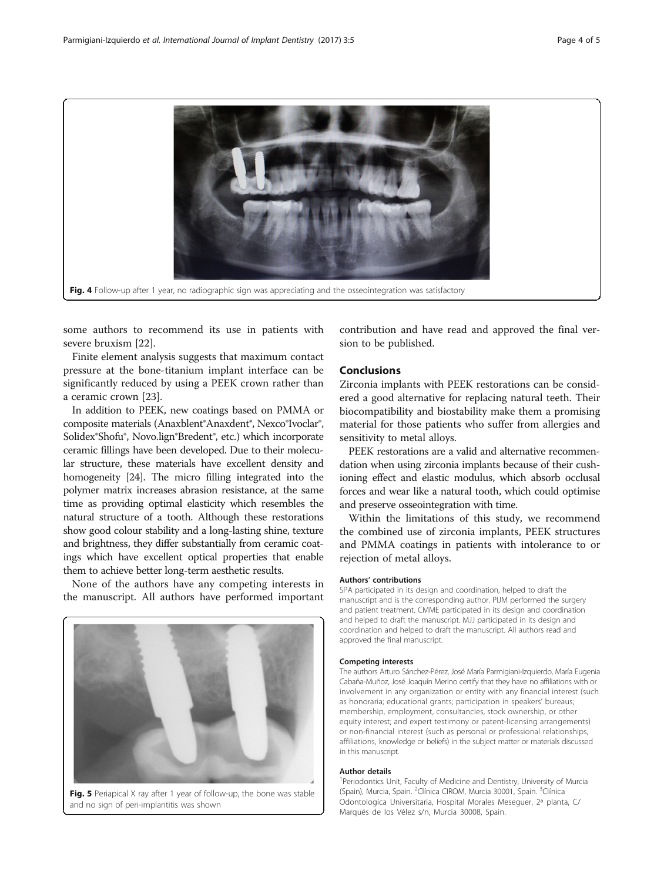Fig. 4 Follow-up after 1 year, no radiographic sign was appreciating and the osseointegration was satisfactory

some authors to recommend its use in patients with severe bruxism [22].

Finite element analysis suggests that maximum contact pressure at the bone-titanium implant interface can be significantly reduced by using a PEEK crown rather than a ceramic crown [23].

In addition to PEEK, new coatings based on PMMA or composite materials (Anaxblent®Anaxdent®, Nexco®Ivoclar®, Solidex®Shofu®, Novo.lign®Bredent®, etc.) which incorporate ceramic fillings have been developed. Due to their molecular structure, these materials have excellent density and homogeneity [24]. The micro filling integrated into the polymer matrix increases abrasion resistance, at the same time as providing optimal elasticity which resembles the natural structure of a tooth. Although these restorations show good colour stability and a long-lasting shine, texture and brightness, they differ substantially from ceramic coatings which have excellent optical properties that enable them to achieve better long-term aesthetic results.

None of the authors have any competing interests in the manuscript. All authors have performed important contribution and have read and approved the final version to be published.

Fig. 5 Periapical X ray after 1 year of follow-up, the bone was stable and no sign of peri-implantitis was shown

## Conclusions

Zirconia implants with PEEK restorations can be considered a good alternative for replacing natural teeth. Their biocompatibility and biostability make them a promising material for those patients who suffer from allergies and sensitivity to metal alloys.

PEEK restorations are a valid and alternative recommendation when using zirconia implants because of their cushioning effect and elastic modulus, which absorb occlusal forces and wear like a natural tooth, which could optimise and preserve osseointegration with time.

Within the limitations of this study, we recommend the combined use of zirconia implants, PEEK structures and PMMA coatings in patients with intolerance to or rejection of metal alloys.

#### Authors' contributions

SPA participated in its design and coordination, helped to draft the manuscript and is the corresponding author. PIJM performed the surgery and patient treatment. CMME participated in its design and coordination and helped to draft the manuscript. MJJ participated in its design and coordination and helped to draft the manuscript. All authors read and approved the final manuscript.

#### Competing interests

The authors Arturo Sánchez-Pérez, José María Parmigiani-Izquierdo, María Eugenia Cabaña-Muñoz, José Joaquín Merino certify that they have no affiliations with or involvement in any organization or entity with any financial interest (such as honoraria; educational grants; participation in speakers' bureaus; membership, employment, consultancies, stock ownership, or other equity interest; and expert testimony or patent-licensing arrangements) or non-financial interest (such as personal or professional relationships, affiliations, knowledge or beliefs) in the subject matter or materials discussed in this manuscript.

#### Author details

[1]Periodontics Unit, Faculty of Medicine and Dentistry, University of Murcia (Spain), Murcia, Spain. [2]Clínica CIROM, Murcia 30001, Spain. [3]Clínica Odontologica Universitaria, Hospital Morales Meseguer, 2ª planta, C/ Marqués de los Vélez s/n, Murcia 30008, Spain.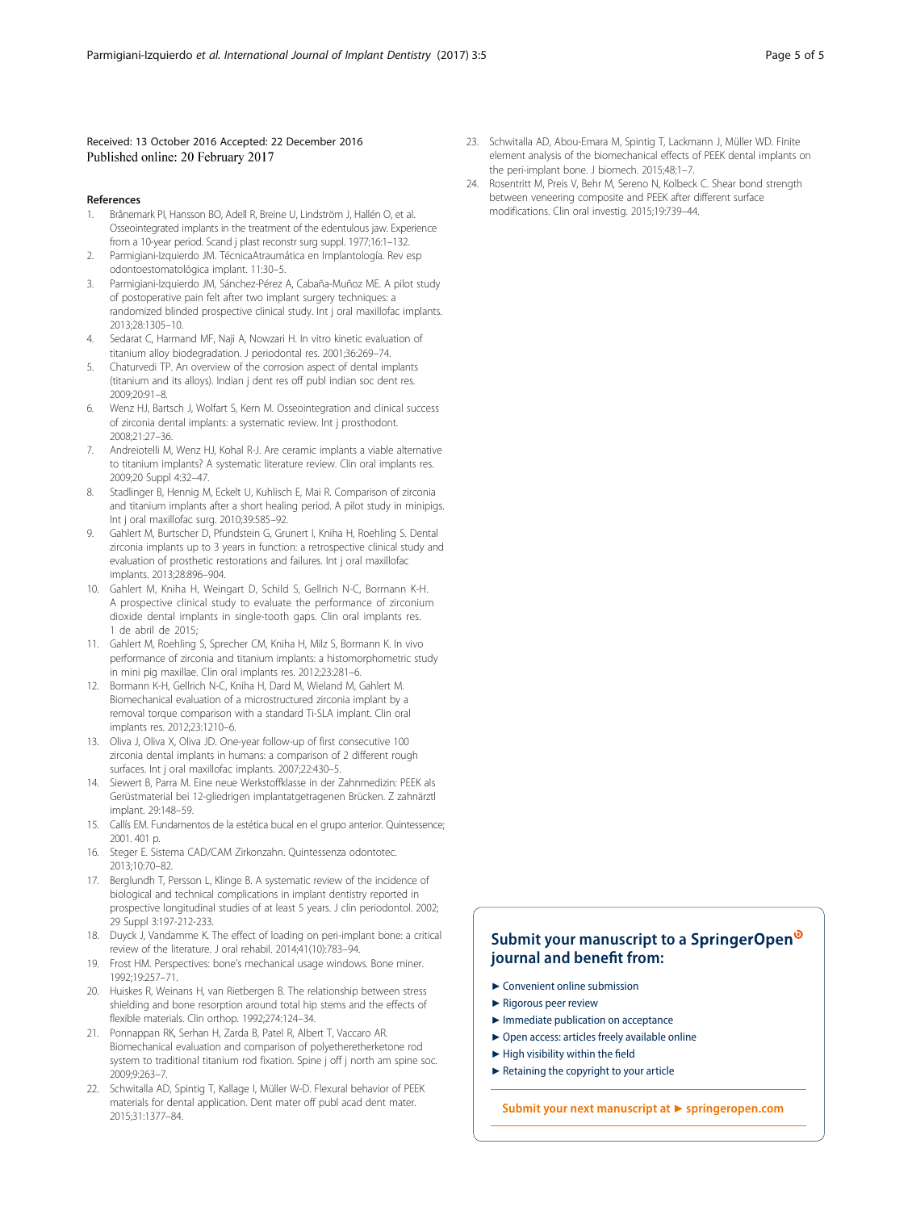Received: 13 October 2016 Accepted: 22 December 2016
Published online: 20 February 2017

#### References

1. Brånemark PI, Hansson BO, Adell R, Breine U, Lindström J, Hallén O, et al. Osseointegrated implants in the treatment of the edentulous jaw. Experience from a 10-year period. Scand j plast reconstr surg suppl. 1977;16:1–132.
2. Parmigiani-Izquierdo JM. TécnicaAtraumática en Implantología. Rev esp odontoestomatológica implant. 11:30–5.
3. Parmigiani-Izquierdo JM, Sánchez-Pérez A, Cabaña-Muñoz ME. A pilot study of postoperative pain felt after two implant surgery techniques: a randomized blinded prospective clinical study. Int j oral maxillofac implants. 2013;28:1305–10.
4. Sedarat C, Harmand MF, Naji A, Nowzari H. In vitro kinetic evaluation of titanium alloy biodegradation. J periodontal res. 2001;36:269–74.
5. Chaturvedi TP. An overview of the corrosion aspect of dental implants (titanium and its alloys). Indian j dent res off publ indian soc dent res. 2009;20:91–8.
6. Wenz HJ, Bartsch J, Wolfart S, Kern M. Osseointegration and clinical success of zirconia dental implants: a systematic review. Int j prosthodont. 2008;21:27–36.
7. Andreiotelli M, Wenz HJ, Kohal R-J. Are ceramic implants a viable alternative to titanium implants? A systematic literature review. Clin oral implants res. 2009;20 Suppl 4:32–47.
8. Stadlinger B, Hennig M, Eckelt U, Kuhlisch E, Mai R. Comparison of zirconia and titanium implants after a short healing period. A pilot study in minipigs. Int j oral maxillofac surg. 2010;39:585–92.
9. Gahlert M, Burtscher D, Pfundstein G, Grunert I, Kniha H, Roehling S. Dental zirconia implants up to 3 years in function: a retrospective clinical study and evaluation of prosthetic restorations and failures. Int j oral maxillofac implants. 2013;28:896–904.
10. Gahlert M, Kniha H, Weingart D, Schild S, Gellrich N-C, Bormann K-H. A prospective clinical study to evaluate the performance of zirconium dioxide dental implants in single-tooth gaps. Clin oral implants res. 1 de abril de 2015;
11. Gahlert M, Roehling S, Sprecher CM, Kniha H, Milz S, Bormann K. In vivo performance of zirconia and titanium implants: a histomorphometric study in mini pig maxillae. Clin oral implants res. 2012;23:281–6.
12. Bormann K-H, Gellrich N-C, Kniha H, Dard M, Wieland M, Gahlert M. Biomechanical evaluation of a microstructured zirconia implant by a removal torque comparison with a standard Ti-SLA implant. Clin oral implants res. 2012;23:1210–6.
13. Oliva J, Oliva X, Oliva JD. One-year follow-up of first consecutive 100 zirconia dental implants in humans: a comparison of 2 different rough surfaces. Int j oral maxillofac implants. 2007;22:430–5.
14. Siewert B, Parra M. Eine neue Werkstoffklasse in der Zahnmedizin: PEEK als Gerüstmaterial bei 12-gliedrigen implantatgetragenen Brücken. Z zahnärztl implant. 29:148–59.
15. Callís EM. Fundamentos de la estética bucal en el grupo anterior. Quintessence; 2001. 401 p.
16. Steger E. Sistema CAD/CAM Zirkonzahn. Quintessenza odontotec. 2013;10:70–82.
17. Berglundh T, Persson L, Klinge B. A systematic review of the incidence of biological and technical complications in implant dentistry reported in prospective longitudinal studies of at least 5 years. J clin periodontol. 2002; 29 Suppl 3:197-212-233.
18. Duyck J, Vandamme K. The effect of loading on peri-implant bone: a critical review of the literature. J oral rehabil. 2014;41(10):783–94.
19. Frost HM. Perspectives: bone's mechanical usage windows. Bone miner. 1992;19:257–71.
20. Huiskes R, Weinans H, van Rietbergen B. The relationship between stress shielding and bone resorption around total hip stems and the effects of flexible materials. Clin orthop. 1992;274:124–34.
21. Ponnappan RK, Serhan H, Zarda B, Patel R, Albert T, Vaccaro AR. Biomechanical evaluation and comparison of polyetheretherketone rod system to traditional titanium rod fixation. Spine j off j north am spine soc. 2009;9:263–7.
22. Schwitalla AD, Spintig T, Kallage I, Müller W-D. Flexural behavior of PEEK materials for dental application. Dent mater off publ acad dent mater. 2015;31:1377–84.
23. Schwitalla AD, Abou-Emara M, Spintig T, Lackmann J, Müller WD. Finite element analysis of the biomechanical effects of PEEK dental implants on the peri-implant bone. J biomech. 2015;48:1–7.
24. Rosentritt M, Preis V, Behr M, Sereno N, Kolbeck C. Shear bond strength between veneering composite and PEEK after different surface modifications. Clin oral investig. 2015;19:739–44.

**Submit your manuscript to a SpringerOpen journal and benefit from:**

- ► Convenient online submission
- ► Rigorous peer review
- ► Immediate publication on acceptance
- ► Open access: articles freely available online
- ► High visibility within the field
- ► Retaining the copyright to your article

**Submit your next manuscript at ► springeropen.com**